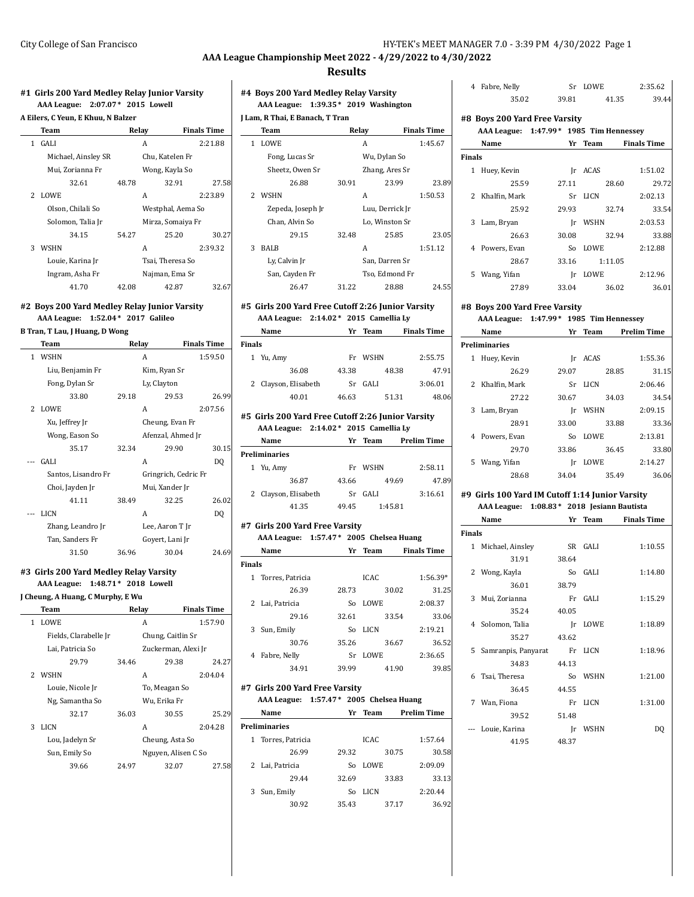## AAA League Championship Meet 2022 - 4/29/2022 to 4/30/2022

## Results

### #1 Girls 200 Yard Medley Relay Junior Varsity

**AAA League: 2:07.07 * 2015 Lowell**

**A Eilers, C Yeun, E Khuu, N Balzer**

| | Team | Relay | Finals Time |
|---|---|---|---|
| 1 | GALI | A | 2:21.88 |
| | Michael, Ainsley SR | Chu, Katelen Fr | |
| | Mui, Zorianna Fr | Wong, Kayla So | |
| | 32.61 48.78 | 32.91 | 27.58 |
| 2 | LOWE | A | 2:23.89 |
| | Olson, Chilali So | Westphal, Aema So | |
| | Solomon, Talia Jr | Mirza, Somaiya Fr | |
| | 34.15 54.27 | 25.20 | 30.27 |
| 3 | WSHN | A | 2:39.32 |
| | Louie, Karina Jr | Tsai, Theresa So | |
| | Ingram, Asha Fr | Najman, Ema Sr | |
| | 41.70 42.08 | 42.87 | 32.67 |

### #2 Boys 200 Yard Medley Relay Junior Varsity

**AAA League: 1:52.04 * 2017 Galileo**

**B Tran, T Lau, J Huang, D Wong**

| | Team | Relay | Finals Time |
|---|---|---|---|
| 1 | WSHN | A | 1:59.50 |
| | Liu, Benjamin Fr | Kim, Ryan Sr | |
| | Fong, Dylan Sr | Ly, Clayton | |
| | 33.80 29.18 | 29.53 | 26.99 |
| 2 | LOWE | A | 2:07.56 |
| | Xu, Jeffrey Jr | Cheung, Evan Fr | |
| | Wong, Eason So | Afenzal, Ahmed Jr | |
| | 35.17 32.34 | 29.90 | 30.15 |
| --- | GALI | A | DQ |
| | Santos, Lisandro Fr | Gringrich, Cedric Fr | |
| | Choi, Jayden Jr | Mui, Xander Jr | |
| | 41.11 38.49 | 32.25 | 26.02 |
| --- | LICN | A | DQ |
| | Zhang, Leandro Jr | Lee, Aaron T Jr | |
| | Tan, Sanders Fr | Goyert, Lani Jr | |
| | 31.50 36.96 | 30.04 | 24.69 |

### #3 Girls 200 Yard Medley Relay Varsity

**AAA League: 1:48.71 * 2018 Lowell**

**J Cheung, A Huang, C Murphy, E Wu**

| | Team | Relay | Finals Time |
|---|---|---|---|
| 1 | LOWE | A | 1:57.90 |
| | Fields, Clarabelle Jr | Chung, Caitlin Sr | |
| | Lai, Patricia So | Zuckerman, Alexi Jr | |
| | 29.79 34.46 | 29.38 | 24.27 |
| 2 | WSHN | A | 2:04.04 |
| | Louie, Nicole Jr | To, Meagan So | |
| | Ng, Samantha So | Wu, Erika Fr | |
| | 32.17 36.03 | 30.55 | 25.29 |
| 3 | LICN | A | 2:04.28 |
| | Lou, Jadelyn Sr | Cheung, Asta So | |
| | Sun, Emily So | Nguyen, Alisen C So | |
| | 39.66 24.97 | 32.07 | 27.58 |

### #4 Boys 200 Yard Medley Relay Varsity

**AAA League: 1:39.35 * 2019 Washington**

**J Lam, R Thai, E Banach, T Tran**

| | Team | Relay | Finals Time |
|---|---|---|---|
| 1 | LOWE | A | 1:45.67 |
| | Fong, Lucas Sr | Wu, Dylan So | |
| | Sheetz, Owen Sr | Zhang, Ares Sr | |
| | 26.88 30.91 | 23.99 | 23.89 |
| 2 | WSHN | A | 1:50.53 |
| | Zepeda, Joseph Jr | Luu, Derrick Jr | |
| | Chan, Alvin So | Lo, Winston Sr | |
| | 29.15 32.48 | 25.85 | 23.05 |
| 3 | BALB | A | 1:51.12 |
| | Ly, Calvin Jr | San, Darren Sr | |
| | San, Cayden Fr | Tso, Edmond Fr | |
| | 26.47 31.22 | 28.88 | 24.55 |

### #5 Girls 200 Yard Free Cutoff 2:26 Junior Varsity

**AAA League: 2:14.02 * 2015 Camellia Ly**

| | Name | Yr | Team | Finals Time |
|---|---|---|---|---|
| **Finals** | | | | |
| 1 | Yu, Amy | Fr | WSHN | 2:55.75 |
| | 36.08 43.38 | | 48.38 | 47.91 |
| 2 | Clayson, Elisabeth | Sr | GALI | 3:06.01 |
| | 40.01 46.63 | | 51.31 | 48.06 |

### #5 Girls 200 Yard Free Cutoff 2:26 Junior Varsity

**AAA League: 2:14.02 * 2015 Camellia Ly**

| | Name | Yr | Team | Prelim Time |
|---|---|---|---|---|
| **Preliminaries** | | | | |
| 1 | Yu, Amy | Fr | WSHN | 2:58.11 |
| | 36.87 43.66 | | 49.69 | 47.89 |
| 2 | Clayson, Elisabeth | Sr | GALI | 3:16.61 |
| | 41.35 49.45 | | 1:45.81 | |

### #7 Girls 200 Yard Free Varsity

**AAA League: 1:57.47 * 2005 Chelsea Huang**

| | Name | Yr | Team | Finals Time |
|---|---|---|---|---|
| **Finals** | | | | |
| 1 | Torres, Patricia | | ICAC | 1:56.39* |
| | 26.39 28.73 | | 30.02 | 31.25 |
| 2 | Lai, Patricia | So | LOWE | 2:08.37 |
| | 29.16 32.61 | | 33.54 | 33.06 |
| 3 | Sun, Emily | So | LICN | 2:19.21 |
| | 30.76 35.26 | | 36.67 | 36.52 |
| 4 | Fabre, Nelly | Sr | LOWE | 2:36.65 |
| | 34.91 39.99 | | 41.90 | 39.85 |

### #7 Girls 200 Yard Free Varsity

**AAA League: 1:57.47 * 2005 Chelsea Huang**

| | Name | Yr | Team | Prelim Time |
|---|---|---|---|---|
| **Preliminaries** | | | | |
| 1 | Torres, Patricia | | ICAC | 1:57.64 |
| | 26.99 29.32 | | 30.75 | 30.58 |
| 2 | Lai, Patricia | So | LOWE | 2:09.09 |
| | 29.44 32.69 | | 33.83 | 33.13 |
| 3 | Sun, Emily | So | LICN | 2:20.44 |
| | 30.92 35.43 | | 37.17 | 36.92 |
| 4 | Fabre, Nelly | Sr | LOWE | 2:35.62 |
| | 35.02 39.81 | | 41.35 | 39.44 |

### #8 Boys 200 Yard Free Varsity

**AAA League: 1:47.99 * 1985 Tim Hennessey**

| | Name | Yr | Team | Finals Time |
|---|---|---|---|---|
| **Finals** | | | | |
| 1 | Huey, Kevin | Jr | ACAS | 1:51.02 |
| | 25.59 27.11 | | 28.60 | 29.72 |
| 2 | Khalfin, Mark | Sr | LICN | 2:02.13 |
| | 25.92 29.93 | | 32.74 | 33.54 |
| 3 | Lam, Bryan | Jr | WSHN | 2:03.53 |
| | 26.63 30.08 | | 32.94 | 33.88 |
| 4 | Powers, Evan | So | LOWE | 2:12.88 |
| | 28.67 33.16 | | 1:11.05 | |
| 5 | Wang, Yifan | Jr | LOWE | 2:12.96 |
| | 27.89 33.04 | | 36.02 | 36.01 |

### #8 Boys 200 Yard Free Varsity

**AAA League: 1:47.99 * 1985 Tim Hennessey**

| | Name | Yr | Team | Prelim Time |
|---|---|---|---|---|
| **Preliminaries** | | | | |
| 1 | Huey, Kevin | Jr | ACAS | 1:55.36 |
| | 26.29 29.07 | | 28.85 | 31.15 |
| 2 | Khalfin, Mark | Sr | LICN | 2:06.46 |
| | 27.22 30.67 | | 34.03 | 34.54 |
| 3 | Lam, Bryan | Jr | WSHN | 2:09.15 |
| | 28.91 33.00 | | 33.88 | 33.36 |
| 4 | Powers, Evan | So | LOWE | 2:13.81 |
| | 29.70 33.86 | | 36.45 | 33.80 |
| 5 | Wang, Yifan | Jr | LOWE | 2:14.27 |
| | 28.68 34.04 | | 35.49 | 36.06 |

### #9 Girls 100 Yard IM Cutoff 1:14 Junior Varsity

**AAA League: 1:08.83 * 2018 Jesiann Bautista**

| | Name | Yr | Team | Finals Time |
|---|---|---|---|---|
| **Finals** | | | | |
| 1 | Michael, Ainsley | SR | GALI | 1:10.55 |
| | 31.91 38.64 | | | |
| 2 | Wong, Kayla | So | GALI | 1:14.80 |
| | 36.01 38.79 | | | |
| 3 | Mui, Zorianna | Fr | GALI | 1:15.29 |
| | 35.24 40.05 | | | |
| 4 | Solomon, Talia | Jr | LOWE | 1:18.89 |
| | 35.27 43.62 | | | |
| 5 | Samranpis, Panyarat | Fr | LICN | 1:18.96 |
| | 34.83 44.13 | | | |
| 6 | Tsai, Theresa | So | WSHN | 1:21.00 |
| | 36.45 44.55 | | | |
| 7 | Wan, Fiona | Fr | LICN | 1:31.00 |
| | 39.52 51.48 | | | |
| --- | Louie, Karina | Jr | WSHN | DQ |
| | 41.95 48.37 | | | |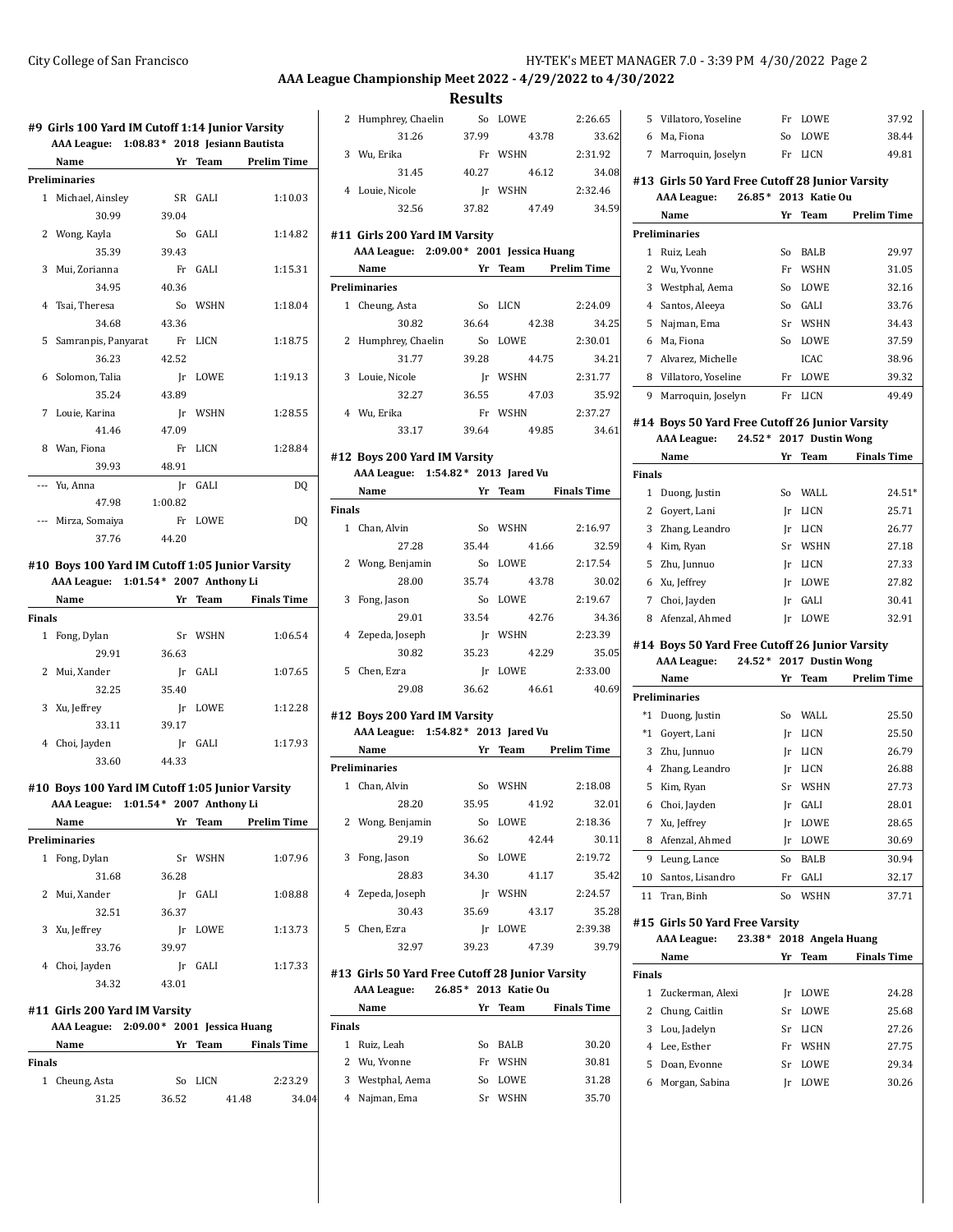## AAA League Championship Meet 2022 - 4/29/2022 to 4/30/2022

### Results

#### #9 Girls 100 Yard IM Cutoff 1:14 Junior Varsity

AAA League: 1:08.83 * 2018 Jesiann Bautista

| | Name | Yr | Team | Prelim Time |
|---|---|---|---|---|
| **Preliminaries** | | | | |
| 1 | Michael, Ainsley | SR | GALI | 1:10.03 |
| | 30.99 | 39.04 | | |
| 2 | Wong, Kayla | So | GALI | 1:14.82 |
| | 35.39 | 39.43 | | |
| 3 | Mui, Zorianna | Fr | GALI | 1:15.31 |
| | 34.95 | 40.36 | | |
| 4 | Tsai, Theresa | So | WSHN | 1:18.04 |
| | 34.68 | 43.36 | | |
| 5 | Samranpis, Panyarat | Fr | LICN | 1:18.75 |
| | 36.23 | 42.52 | | |
| 6 | Solomon, Talia | Jr | LOWE | 1:19.13 |
| | 35.24 | 43.89 | | |
| 7 | Louie, Karina | Jr | WSHN | 1:28.55 |
| | 41.46 | 47.09 | | |
| 8 | Wan, Fiona | Fr | LICN | 1:28.84 |
| | 39.93 | 48.91 | | |
| --- | Yu, Anna | Jr | GALI | DQ |
| | 47.98 | 1:00.82 | | |
| --- | Mirza, Somaiya | Fr | LOWE | DQ |
| | 37.76 | 44.20 | | |

#### #10 Boys 100 Yard IM Cutoff 1:05 Junior Varsity

AAA League: 1:01.54 * 2007 Anthony Li

| | Name | Yr | Team | Finals Time |
|---|---|---|---|---|
| **Finals** | | | | |
| 1 | Fong, Dylan | Sr | WSHN | 1:06.54 |
| | 29.91 | 36.63 | | |
| 2 | Mui, Xander | Jr | GALI | 1:07.65 |
| | 32.25 | 35.40 | | |
| 3 | Xu, Jeffrey | Jr | LOWE | 1:12.28 |
| | 33.11 | 39.17 | | |
| 4 | Choi, Jayden | Jr | GALI | 1:17.93 |
| | 33.60 | 44.33 | | |

#### #10 Boys 100 Yard IM Cutoff 1:05 Junior Varsity

AAA League: 1:01.54 * 2007 Anthony Li

| | Name | Yr | Team | Prelim Time |
|---|---|---|---|---|
| **Preliminaries** | | | | |
| 1 | Fong, Dylan | Sr | WSHN | 1:07.96 |
| | 31.68 | 36.28 | | |
| 2 | Mui, Xander | Jr | GALI | 1:08.88 |
| | 32.51 | 36.37 | | |
| 3 | Xu, Jeffrey | Jr | LOWE | 1:13.73 |
| | 33.76 | 39.97 | | |
| 4 | Choi, Jayden | Jr | GALI | 1:17.33 |
| | 34.32 | 43.01 | | |

#### #11 Girls 200 Yard IM Varsity

AAA League: 2:09.00 * 2001 Jessica Huang

| | Name | Yr | Team | Finals Time |
|---|---|---|---|---|
| **Finals** | | | | |
| 1 | Cheung, Asta | So | LICN | 2:23.29 |
| | 31.25 | 36.52 | 41.48 | 34.04 |
| 2 | Humphrey, Chaelin | So | LOWE | 2:26.65 |
| | 31.26 | 37.99 | 43.78 | 33.62 |
| 3 | Wu, Erika | Fr | WSHN | 2:31.92 |
| | 31.45 | 40.27 | 46.12 | 34.08 |
| 4 | Louie, Nicole | Jr | WSHN | 2:32.46 |
| | 32.56 | 37.82 | 47.49 | 34.59 |

#### #11 Girls 200 Yard IM Varsity

AAA League: 2:09.00 * 2001 Jessica Huang

| | Name | Yr | Team | Prelim Time |
|---|---|---|---|---|
| **Preliminaries** | | | | |
| 1 | Cheung, Asta | So | LICN | 2:24.09 |
| | 30.82 | 36.64 | 42.38 | 34.25 |
| 2 | Humphrey, Chaelin | So | LOWE | 2:30.01 |
| | 31.77 | 39.28 | 44.75 | 34.21 |
| 3 | Louie, Nicole | Jr | WSHN | 2:31.77 |
| | 32.27 | 36.55 | 47.03 | 35.92 |
| 4 | Wu, Erika | Fr | WSHN | 2:37.27 |
| | 33.17 | 39.64 | 49.85 | 34.61 |

#### #12 Boys 200 Yard IM Varsity

AAA League: 1:54.82 * 2013 Jared Vu

| | Name | Yr | Team | Finals Time |
|---|---|---|---|---|
| **Finals** | | | | |
| 1 | Chan, Alvin | So | WSHN | 2:16.97 |
| | 27.28 | 35.44 | 41.66 | 32.59 |
| 2 | Wong, Benjamin | So | LOWE | 2:17.54 |
| | 28.00 | 35.74 | 43.78 | 30.02 |
| 3 | Fong, Jason | So | LOWE | 2:19.67 |
| | 29.01 | 33.54 | 42.76 | 34.36 |
| 4 | Zepeda, Joseph | Jr | WSHN | 2:23.39 |
| | 30.82 | 35.23 | 42.29 | 35.05 |
| 5 | Chen, Ezra | Jr | LOWE | 2:33.00 |
| | 29.08 | 36.62 | 46.61 | 40.69 |

#### #12 Boys 200 Yard IM Varsity

AAA League: 1:54.82 * 2013 Jared Vu

| | Name | Yr | Team | Prelim Time |
|---|---|---|---|---|
| **Preliminaries** | | | | |
| 1 | Chan, Alvin | So | WSHN | 2:18.08 |
| | 28.20 | 35.95 | 41.92 | 32.01 |
| 2 | Wong, Benjamin | So | LOWE | 2:18.36 |
| | 29.19 | 36.62 | 42.44 | 30.11 |
| 3 | Fong, Jason | So | LOWE | 2:19.72 |
| | 28.83 | 34.30 | 41.17 | 35.42 |
| 4 | Zepeda, Joseph | Jr | WSHN | 2:24.57 |
| | 30.43 | 35.69 | 43.17 | 35.28 |
| 5 | Chen, Ezra | Jr | LOWE | 2:39.38 |
| | 32.97 | 39.23 | 47.39 | 39.79 |

#### #13 Girls 50 Yard Free Cutoff 28 Junior Varsity

AAA League: 26.85 * 2013 Katie Ou

| | Name | Yr | Team | Finals Time |
|---|---|---|---|---|
| **Finals** | | | | |
| 1 | Ruiz, Leah | So | BALB | 30.20 |
| 2 | Wu, Yvonne | Fr | WSHN | 30.81 |
| 3 | Westphal, Aema | So | LOWE | 31.28 |
| 4 | Najman, Ema | Sr | WSHN | 35.70 |
| 5 | Villatoro, Yoseline | Fr | LOWE | 37.92 |
| 6 | Ma, Fiona | So | LOWE | 38.44 |
| 7 | Marroquin, Joselyn | Fr | LICN | 49.81 |

#### #13 Girls 50 Yard Free Cutoff 28 Junior Varsity

AAA League: 26.85 * 2013 Katie Ou

| | Name | Yr | Team | Prelim Time |
|---|---|---|---|---|
| **Preliminaries** | | | | |
| 1 | Ruiz, Leah | So | BALB | 29.97 |
| 2 | Wu, Yvonne | Fr | WSHN | 31.05 |
| 3 | Westphal, Aema | So | LOWE | 32.16 |
| 4 | Santos, Aleeya | So | GALI | 33.76 |
| 5 | Najman, Ema | Sr | WSHN | 34.43 |
| 6 | Ma, Fiona | So | LOWE | 37.59 |
| 7 | Alvarez, Michelle | | ICAC | 38.96 |
| 8 | Villatoro, Yoseline | Fr | LOWE | 39.32 |
| 9 | Marroquin, Joselyn | Fr | LICN | 49.49 |

#### #14 Boys 50 Yard Free Cutoff 26 Junior Varsity

AAA League: 24.52 * 2017 Dustin Wong

| | Name | Yr | Team | Finals Time |
|---|---|---|---|---|
| **Finals** | | | | |
| 1 | Duong, Justin | So | WALL | 24.51* |
| 2 | Goyert, Lani | Jr | LICN | 25.71 |
| 3 | Zhang, Leandro | Jr | LICN | 26.77 |
| 4 | Kim, Ryan | Sr | WSHN | 27.18 |
| 5 | Zhu, Junnuo | Jr | LICN | 27.33 |
| 6 | Xu, Jeffrey | Jr | LOWE | 27.82 |
| 7 | Choi, Jayden | Jr | GALI | 30.41 |
| 8 | Afenzal, Ahmed | Jr | LOWE | 32.91 |

#### #14 Boys 50 Yard Free Cutoff 26 Junior Varsity

AAA League: 24.52 * 2017 Dustin Wong

| | Name | Yr | Team | Prelim Time |
|---|---|---|---|---|
| **Preliminaries** | | | | |
| *1 | Duong, Justin | So | WALL | 25.50 |
| *1 | Goyert, Lani | Jr | LICN | 25.50 |
| 3 | Zhu, Junnuo | Jr | LICN | 26.79 |
| 4 | Zhang, Leandro | Jr | LICN | 26.88 |
| 5 | Kim, Ryan | Sr | WSHN | 27.73 |
| 6 | Choi, Jayden | Jr | GALI | 28.01 |
| 7 | Xu, Jeffrey | Jr | LOWE | 28.65 |
| 8 | Afenzal, Ahmed | Jr | LOWE | 30.69 |
| 9 | Leung, Lance | So | BALB | 30.94 |
| 10 | Santos, Lisandro | Fr | GALI | 32.17 |
| 11 | Tran, Binh | So | WSHN | 37.71 |

#### #15 Girls 50 Yard Free Varsity

AAA League: 23.38 * 2018 Angela Huang

| | Name | Yr | Team | Finals Time |
|---|---|---|---|---|
| **Finals** | | | | |
| 1 | Zuckerman, Alexi | Jr | LOWE | 24.28 |
| 2 | Chung, Caitlin | Sr | LOWE | 25.68 |
| 3 | Lou, Jadelyn | Sr | LICN | 27.26 |
| 4 | Lee, Esther | Fr | WSHN | 27.75 |
| 5 | Doan, Evonne | Sr | LOWE | 29.34 |
| 6 | Morgan, Sabina | Jr | LOWE | 30.26 |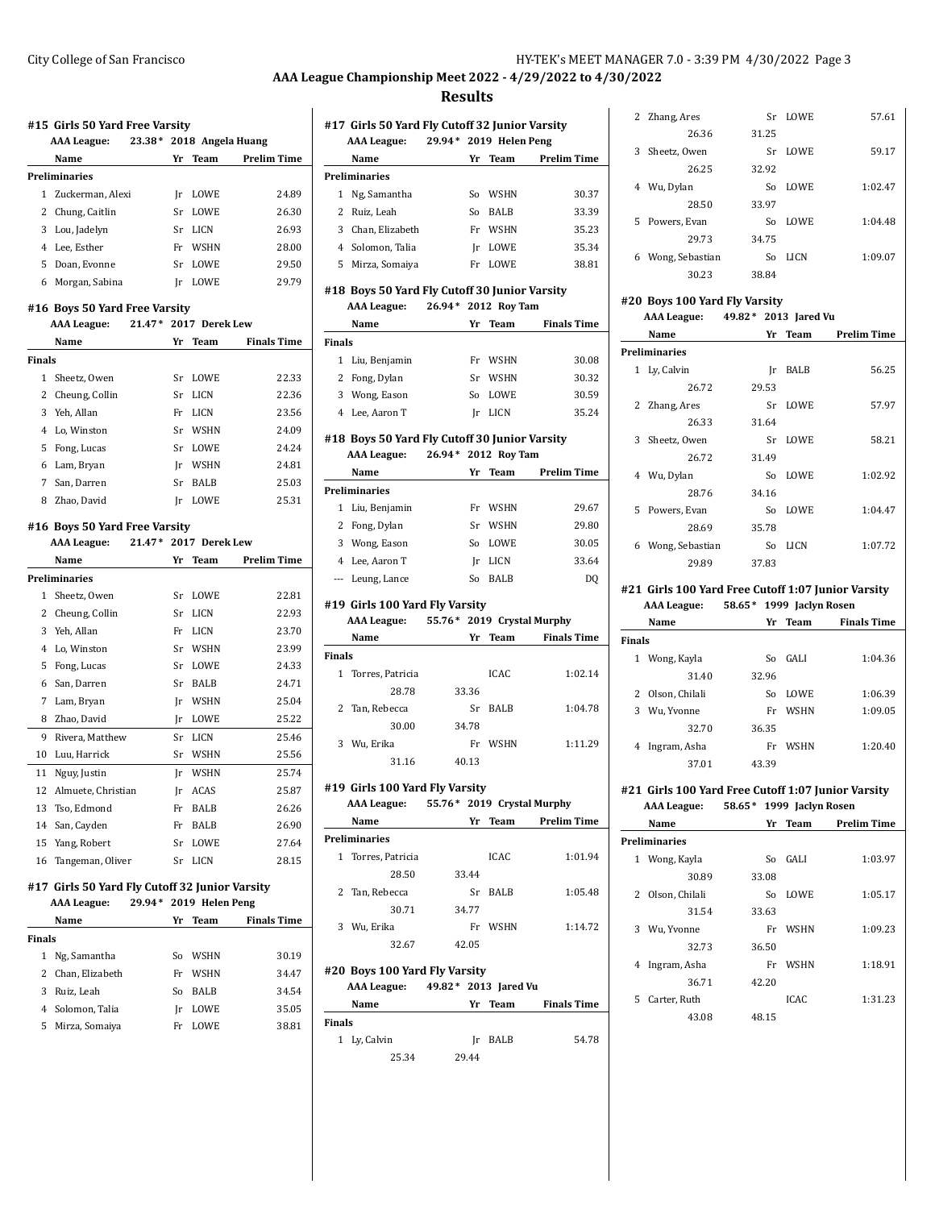## AAA League Championship Meet 2022 - 4/29/2022 to 4/30/2022

## Results

### #15 Girls 50 Yard Free Varsity

**AAA League:** 23.38* 2018 Angela Huang

| | Name | Yr | Team | Prelim Time |
|---|---|---|---|---|
| **Preliminaries** | | | | |
| 1 | Zuckerman, Alexi | Jr | LOWE | 24.89 |
| 2 | Chung, Caitlin | Sr | LOWE | 26.30 |
| 3 | Lou, Jadelyn | Sr | LICN | 26.93 |
| 4 | Lee, Esther | Fr | WSHN | 28.00 |
| 5 | Doan, Evonne | Sr | LOWE | 29.50 |
| 6 | Morgan, Sabina | Jr | LOWE | 29.79 |

### #16 Boys 50 Yard Free Varsity

**AAA League:** 21.47* 2017 Derek Lew

| | Name | Yr | Team | Finals Time |
|---|---|---|---|---|
| **Finals** | | | | |
| 1 | Sheetz, Owen | Sr | LOWE | 22.33 |
| 2 | Cheung, Collin | Sr | LICN | 22.36 |
| 3 | Yeh, Allan | Fr | LICN | 23.56 |
| 4 | Lo, Winston | Sr | WSHN | 24.09 |
| 5 | Fong, Lucas | Sr | LOWE | 24.24 |
| 6 | Lam, Bryan | Jr | WSHN | 24.81 |
| 7 | San, Darren | Sr | BALB | 25.03 |
| 8 | Zhao, David | Jr | LOWE | 25.31 |

### #16 Boys 50 Yard Free Varsity

**AAA League:** 21.47* 2017 Derek Lew

| | Name | Yr | Team | Prelim Time |
|---|---|---|---|---|
| **Preliminaries** | | | | |
| 1 | Sheetz, Owen | Sr | LOWE | 22.81 |
| 2 | Cheung, Collin | Sr | LICN | 22.93 |
| 3 | Yeh, Allan | Fr | LICN | 23.70 |
| 4 | Lo, Winston | Sr | WSHN | 23.99 |
| 5 | Fong, Lucas | Sr | LOWE | 24.33 |
| 6 | San, Darren | Sr | BALB | 24.71 |
| 7 | Lam, Bryan | Jr | WSHN | 25.04 |
| 8 | Zhao, David | Jr | LOWE | 25.22 |
| 9 | Rivera, Matthew | Sr | LICN | 25.46 |
| 10 | Luu, Harrick | Sr | WSHN | 25.56 |
| 11 | Nguy, Justin | Jr | WSHN | 25.74 |
| 12 | Almuete, Christian | Jr | ACAS | 25.87 |
| 13 | Tso, Edmond | Fr | BALB | 26.26 |
| 14 | San, Cayden | Fr | BALB | 26.90 |
| 15 | Yang, Robert | Sr | LOWE | 27.64 |
| 16 | Tangeman, Oliver | Sr | LICN | 28.15 |

### #17 Girls 50 Yard Fly Cutoff 32 Junior Varsity

**AAA League:** 29.94* 2019 Helen Peng

| | Name | Yr | Team | Finals Time |
|---|---|---|---|---|
| **Finals** | | | | |
| 1 | Ng, Samantha | So | WSHN | 30.19 |
| 2 | Chan, Elizabeth | Fr | WSHN | 34.47 |
| 3 | Ruiz, Leah | So | BALB | 34.54 |
| 4 | Solomon, Talia | Jr | LOWE | 35.05 |
| 5 | Mirza, Somaiya | Fr | LOWE | 38.81 |

### #17 Girls 50 Yard Fly Cutoff 32 Junior Varsity

**AAA League:** 29.94* 2019 Helen Peng

| | Name | Yr | Team | Prelim Time |
|---|---|---|---|---|
| **Preliminaries** | | | | |
| 1 | Ng, Samantha | So | WSHN | 30.37 |
| 2 | Ruiz, Leah | So | BALB | 33.39 |
| 3 | Chan, Elizabeth | Fr | WSHN | 35.23 |
| 4 | Solomon, Talia | Jr | LOWE | 35.34 |
| 5 | Mirza, Somaiya | Fr | LOWE | 38.81 |

### #18 Boys 50 Yard Fly Cutoff 30 Junior Varsity

**AAA League:** 26.94* 2012 Roy Tam

| | Name | Yr | Team | Finals Time |
|---|---|---|---|---|
| **Finals** | | | | |
| 1 | Liu, Benjamin | Fr | WSHN | 30.08 |
| 2 | Fong, Dylan | Sr | WSHN | 30.32 |
| 3 | Wong, Eason | So | LOWE | 30.59 |
| 4 | Lee, Aaron T | Jr | LICN | 35.24 |

### #18 Boys 50 Yard Fly Cutoff 30 Junior Varsity

**AAA League:** 26.94* 2012 Roy Tam

| | Name | Yr | Team | Prelim Time |
|---|---|---|---|---|
| **Preliminaries** | | | | |
| 1 | Liu, Benjamin | Fr | WSHN | 29.67 |
| 2 | Fong, Dylan | Sr | WSHN | 29.80 |
| 3 | Wong, Eason | So | LOWE | 30.05 |
| 4 | Lee, Aaron T | Jr | LICN | 33.64 |
| --- | Leung, Lance | So | BALB | DQ |

### #19 Girls 100 Yard Fly Varsity

**AAA League:** 55.76* 2019 Crystal Murphy

| | Name | Yr | Team | Finals Time |
|---|---|---|---|---|
| **Finals** | | | | |
| 1 | Torres, Patricia | | ICAC | 1:02.14 |
| | 28.78 33.36 | | | |
| 2 | Tan, Rebecca | Sr | BALB | 1:04.78 |
| | 30.00 34.78 | | | |
| 3 | Wu, Erika | Fr | WSHN | 1:11.29 |
| | 31.16 40.13 | | | |

### #19 Girls 100 Yard Fly Varsity

**AAA League:** 55.76* 2019 Crystal Murphy

| | Name | Yr | Team | Prelim Time |
|---|---|---|---|---|
| **Preliminaries** | | | | |
| 1 | Torres, Patricia | | ICAC | 1:01.94 |
| | 28.50 33.44 | | | |
| 2 | Tan, Rebecca | Sr | BALB | 1:05.48 |
| | 30.71 34.77 | | | |
| 3 | Wu, Erika | Fr | WSHN | 1:14.72 |
| | 32.67 42.05 | | | |

### #20 Boys 100 Yard Fly Varsity

**AAA League:** 49.82* 2013 Jared Vu

| | Name | Yr | Team | Finals Time |
|---|---|---|---|---|
| **Finals** | | | | |
| 1 | Ly, Calvin | Jr | BALB | 54.78 |
| | 25.34 29.44 | | | |
| 2 | Zhang, Ares | Sr | LOWE | 57.61 |
| | 26.36 31.25 | | | |
| 3 | Sheetz, Owen | Sr | LOWE | 59.17 |
| | 26.25 32.92 | | | |
| 4 | Wu, Dylan | So | LOWE | 1:02.47 |
| | 28.50 33.97 | | | |
| 5 | Powers, Evan | So | LOWE | 1:04.48 |
| | 29.73 34.75 | | | |
| 6 | Wong, Sebastian | So | LICN | 1:09.07 |
| | 30.23 38.84 | | | |

### #20 Boys 100 Yard Fly Varsity

**AAA League:** 49.82* 2013 Jared Vu

| | Name | Yr | Team | Prelim Time |
|---|---|---|---|---|
| **Preliminaries** | | | | |
| 1 | Ly, Calvin | Jr | BALB | 56.25 |
| | 26.72 29.53 | | | |
| 2 | Zhang, Ares | Sr | LOWE | 57.97 |
| | 26.33 31.64 | | | |
| 3 | Sheetz, Owen | Sr | LOWE | 58.21 |
| | 26.72 31.49 | | | |
| 4 | Wu, Dylan | So | LOWE | 1:02.92 |
| | 28.76 34.16 | | | |
| 5 | Powers, Evan | So | LOWE | 1:04.47 |
| | 28.69 35.78 | | | |
| 6 | Wong, Sebastian | So | LICN | 1:07.72 |
| | 29.89 37.83 | | | |

### #21 Girls 100 Yard Free Cutoff 1:07 Junior Varsity

**AAA League:** 58.65* 1999 Jaclyn Rosen

| | Name | Yr | Team | Finals Time |
|---|---|---|---|---|
| **Finals** | | | | |
| 1 | Wong, Kayla | So | GALI | 1:04.36 |
| | 31.40 32.96 | | | |
| 2 | Olson, Chilali | So | LOWE | 1:06.39 |
| 3 | Wu, Yvonne | Fr | WSHN | 1:09.05 |
| | 32.70 36.35 | | | |
| 4 | Ingram, Asha | Fr | WSHN | 1:20.40 |
| | 37.01 43.39 | | | |

### #21 Girls 100 Yard Free Cutoff 1:07 Junior Varsity

**AAA League:** 58.65* 1999 Jaclyn Rosen

| | Name | Yr | Team | Prelim Time |
|---|---|---|---|---|
| **Preliminaries** | | | | |
| 1 | Wong, Kayla | So | GALI | 1:03.97 |
| | 30.89 33.08 | | | |
| 2 | Olson, Chilali | So | LOWE | 1:05.17 |
| | 31.54 33.63 | | | |
| 3 | Wu, Yvonne | Fr | WSHN | 1:09.23 |
| | 32.73 36.50 | | | |
| 4 | Ingram, Asha | Fr | WSHN | 1:18.91 |
| | 36.71 42.20 | | | |
| 5 | Carter, Ruth | | ICAC | 1:31.23 |
| | 43.08 48.15 | | | |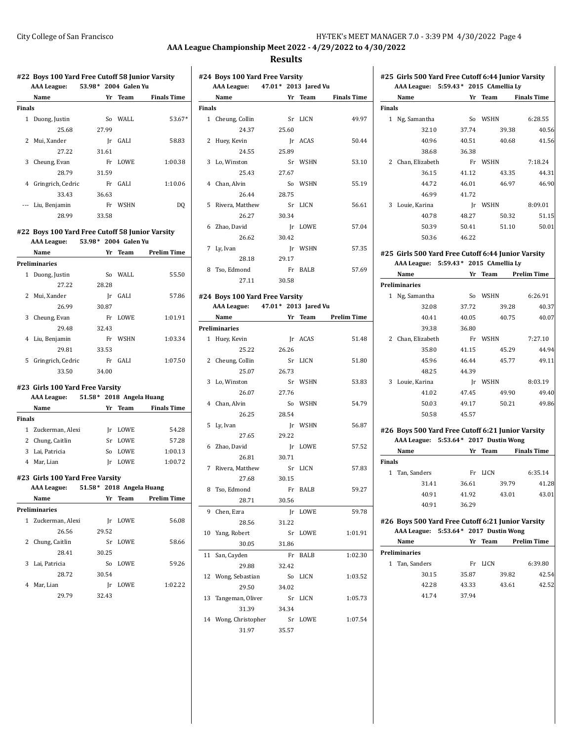## AAA League Championship Meet 2022 - 4/29/2022 to 4/30/2022

### Results

#### #22 Boys 100 Yard Free Cutoff 58 Junior Varsity

AAA League: 53.98* 2004 Galen Yu

| | Name | Yr | Team | Finals Time |
|---|---|---|---|---|
| **Finals** | | | | |
| 1 | Duong, Justin | So | WALL | 53.67* |
| | 25.68 | 27.99 | | |
| 2 | Mui, Xander | Jr | GALI | 58.83 |
| | 27.22 | 31.61 | | |
| 3 | Cheung, Evan | Fr | LOWE | 1:00.38 |
| | 28.79 | 31.59 | | |
| 4 | Gringrich, Cedric | Fr | GALI | 1:10.06 |
| | 33.43 | 36.63 | | |
| --- | Liu, Benjamin | Fr | WSHN | DQ |
| | 28.99 | 33.58 | | |

#### #22 Boys 100 Yard Free Cutoff 58 Junior Varsity

AAA League: 53.98* 2004 Galen Yu

| | Name | Yr | Team | Prelim Time |
|---|---|---|---|---|
| **Preliminaries** | | | | |
| 1 | Duong, Justin | So | WALL | 55.50 |
| | 27.22 | 28.28 | | |
| 2 | Mui, Xander | Jr | GALI | 57.86 |
| | 26.99 | 30.87 | | |
| 3 | Cheung, Evan | Fr | LOWE | 1:01.91 |
| | 29.48 | 32.43 | | |
| 4 | Liu, Benjamin | Fr | WSHN | 1:03.34 |
| | 29.81 | 33.53 | | |
| 5 | Gringrich, Cedric | Fr | GALI | 1:07.50 |
| | 33.50 | 34.00 | | |

#### #23 Girls 100 Yard Free Varsity

AAA League: 51.58* 2018 Angela Huang

| | Name | Yr | Team | Finals Time |
|---|---|---|---|---|
| **Finals** | | | | |
| 1 | Zuckerman, Alexi | Jr | LOWE | 54.28 |
| 2 | Chung, Caitlin | Sr | LOWE | 57.28 |
| 3 | Lai, Patricia | So | LOWE | 1:00.13 |
| 4 | Mar, Lian | Jr | LOWE | 1:00.72 |

#### #23 Girls 100 Yard Free Varsity

AAA League: 51.58* 2018 Angela Huang

| | Name | Yr | Team | Prelim Time |
|---|---|---|---|---|
| **Preliminaries** | | | | |
| 1 | Zuckerman, Alexi | Jr | LOWE | 56.08 |
| | 26.56 | 29.52 | | |
| 2 | Chung, Caitlin | Sr | LOWE | 58.66 |
| | 28.41 | 30.25 | | |
| 3 | Lai, Patricia | So | LOWE | 59.26 |
| | 28.72 | 30.54 | | |
| 4 | Mar, Lian | Jr | LOWE | 1:02.22 |
| | 29.79 | 32.43 | | |

#### #24 Boys 100 Yard Free Varsity

AAA League: 47.01* 2013 Jared Vu

| | Name | Yr | Team | Finals Time |
|---|---|---|---|---|
| **Finals** | | | | |
| 1 | Cheung, Collin | Sr | LICN | 49.97 |
| | 24.37 | 25.60 | | |
| 2 | Huey, Kevin | Jr | ACAS | 50.44 |
| | 24.55 | 25.89 | | |
| 3 | Lo, Winston | Sr | WSHN | 53.10 |
| | 25.43 | 27.67 | | |
| 4 | Chan, Alvin | So | WSHN | 55.19 |
| | 26.44 | 28.75 | | |
| 5 | Rivera, Matthew | Sr | LICN | 56.61 |
| | 26.27 | 30.34 | | |
| 6 | Zhao, David | Jr | LOWE | 57.04 |
| | 26.62 | 30.42 | | |
| 7 | Ly, Ivan | Jr | WSHN | 57.35 |
| | 28.18 | 29.17 | | |
| 8 | Tso, Edmond | Fr | BALB | 57.69 |
| | 27.11 | 30.58 | | |

#### #24 Boys 100 Yard Free Varsity

AAA League: 47.01* 2013 Jared Vu

| | Name | Yr | Team | Prelim Time |
|---|---|---|---|---|
| **Preliminaries** | | | | |
| 1 | Huey, Kevin | Jr | ACAS | 51.48 |
| | 25.22 | 26.26 | | |
| 2 | Cheung, Collin | Sr | LICN | 51.80 |
| | 25.07 | 26.73 | | |
| 3 | Lo, Winston | Sr | WSHN | 53.83 |
| | 26.07 | 27.76 | | |
| 4 | Chan, Alvin | So | WSHN | 54.79 |
| | 26.25 | 28.54 | | |
| 5 | Ly, Ivan | Jr | WSHN | 56.87 |
| | 27.65 | 29.22 | | |
| 6 | Zhao, David | Jr | LOWE | 57.52 |
| | 26.81 | 30.71 | | |
| 7 | Rivera, Matthew | Sr | LICN | 57.83 |
| | 27.68 | 30.15 | | |
| 8 | Tso, Edmond | Fr | BALB | 59.27 |
| | 28.71 | 30.56 | | |
| 9 | Chen, Ezra | Jr | LOWE | 59.78 |
| | 28.56 | 31.22 | | |
| 10 | Yang, Robert | Sr | LOWE | 1:01.91 |
| | 30.05 | 31.86 | | |
| 11 | San, Cayden | Fr | BALB | 1:02.30 |
| | 29.88 | 32.42 | | |
| 12 | Wong, Sebastian | So | LICN | 1:03.52 |
| | 29.50 | 34.02 | | |
| 13 | Tangeman, Oliver | Sr | LICN | 1:05.73 |
| | 31.39 | 34.34 | | |
| 14 | Wong, Christopher | Sr | LOWE | 1:07.54 |
| | 31.97 | 35.57 | | |

#### #25 Girls 500 Yard Free Cutoff 6:44 Junior Varsity

AAA League: 5:59.43* 2015 CAmellia Ly

| | Name | Yr | Team | Finals Time |
|---|---|---|---|---|
| **Finals** | | | | |
| 1 | Ng, Samantha | So | WSHN | 6:28.55 |
| | 32.10 | 37.74 | 39.38 | 40.56 |
| | 40.96 | 40.51 | 40.68 | 41.56 |
| | 38.68 | 36.38 | | |
| 2 | Chan, Elizabeth | Fr | WSHN | 7:18.24 |
| | 36.15 | 41.12 | 43.35 | 44.31 |
| | 44.72 | 46.01 | 46.97 | 46.90 |
| | 46.99 | 41.72 | | |
| 3 | Louie, Karina | Jr | WSHN | 8:09.01 |
| | 40.78 | 48.27 | 50.32 | 51.15 |
| | 50.39 | 50.41 | 51.10 | 50.01 |
| | 50.36 | 46.22 | | |

#### #25 Girls 500 Yard Free Cutoff 6:44 Junior Varsity

AAA League: 5:59.43* 2015 CAmellia Ly

| | Name | Yr | Team | Prelim Time |
|---|---|---|---|---|
| **Preliminaries** | | | | |
| 1 | Ng, Samantha | So | WSHN | 6:26.91 |
| | 32.08 | 37.72 | 39.28 | 40.37 |
| | 40.41 | 40.05 | 40.75 | 40.07 |
| | 39.38 | 36.80 | | |
| 2 | Chan, Elizabeth | Fr | WSHN | 7:27.10 |
| | 35.80 | 41.15 | 45.29 | 44.94 |
| | 45.96 | 46.44 | 45.77 | 49.11 |
| | 48.25 | 44.39 | | |
| 3 | Louie, Karina | Jr | WSHN | 8:03.19 |
| | 41.02 | 47.45 | 49.90 | 49.40 |
| | 50.03 | 49.17 | 50.21 | 49.86 |
| | 50.58 | 45.57 | | |

#### #26 Boys 500 Yard Free Cutoff 6:21 Junior Varsity

AAA League: 5:53.64* 2017 Dustin Wong

| | Name | Yr | Team | Finals Time |
|---|---|---|---|---|
| **Finals** | | | | |
| 1 | Tan, Sanders | Fr | LICN | 6:35.14 |
| | 31.41 | 36.61 | 39.79 | 41.28 |
| | 40.91 | 41.92 | 43.01 | 43.01 |
| | 40.91 | 36.29 | | |

#### #26 Boys 500 Yard Free Cutoff 6:21 Junior Varsity

AAA League: 5:53.64* 2017 Dustin Wong

| | Name | Yr | Team | Prelim Time |
|---|---|---|---|---|
| **Preliminaries** | | | | |
| 1 | Tan, Sanders | Fr | LICN | 6:39.80 |
| | 30.15 | 35.87 | 39.82 | 42.54 |
| | 42.28 | 43.33 | 43.61 | 42.52 |
| | 41.74 | 37.94 | | |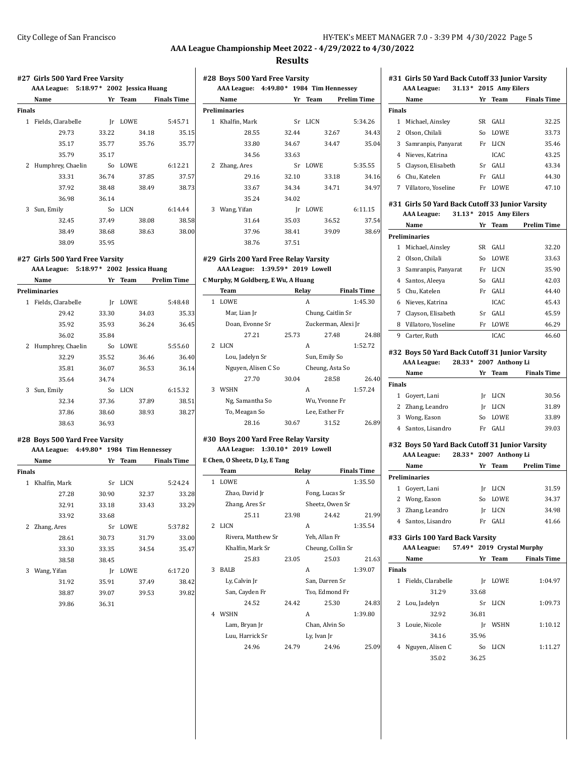# AAA League Championship Meet 2022 - 4/29/2022 to 4/30/2022

## Results

### #27 Girls 500 Yard Free Varsity

AAA League: 5:18.97* 2002 Jessica Huang

| | Name | Yr | Team | Finals Time |
|---|---|---|---|---|
| **Finals** | | | | |
| 1 | Fields, Clarabelle | Jr | LOWE | 5:45.71 |
| | 29.73 / 33.22 / 34.18 / 35.15 / 35.17 / 35.77 / 35.76 / 35.77 / 35.79 / 35.17 | | | |
| 2 | Humphrey, Chaelin | So | LOWE | 6:12.21 |
| | 33.31 / 36.74 / 37.85 / 37.57 / 37.92 / 38.48 / 38.49 / 38.73 / 36.98 / 36.14 | | | |
| 3 | Sun, Emily | So | LICN | 6:14.44 |
| | 32.45 / 37.49 / 38.08 / 38.58 / 38.49 / 38.68 / 38.63 / 38.00 / 38.09 / 35.95 | | | |

### #27 Girls 500 Yard Free Varsity

AAA League: 5:18.97* 2002 Jessica Huang

| | Name | Yr | Team | Prelim Time |
|---|---|---|---|---|
| **Preliminaries** | | | | |
| 1 | Fields, Clarabelle | Jr | LOWE | 5:48.48 |
| | 29.42 / 33.30 / 34.03 / 35.33 / 35.92 / 35.93 / 36.24 / 36.45 / 36.02 / 35.84 | | | |
| 2 | Humphrey, Chaelin | So | LOWE | 5:55.60 |
| | 32.29 / 35.52 / 36.46 / 36.40 / 35.81 / 36.07 / 36.53 / 36.14 / 35.64 / 34.74 | | | |
| 3 | Sun, Emily | So | LICN | 6:15.32 |
| | 32.34 / 37.36 / 37.89 / 38.51 / 37.86 / 38.60 / 38.93 / 38.27 / 38.63 / 36.93 | | | |

### #28 Boys 500 Yard Free Varsity

AAA League: 4:49.80* 1984 Tim Hennessey

| | Name | Yr | Team | Finals Time |
|---|---|---|---|---|
| **Finals** | | | | |
| 1 | Khalfin, Mark | Sr | LICN | 5:24.24 |
| | 27.28 / 30.90 / 32.37 / 33.28 / 32.91 / 33.18 / 33.43 / 33.29 / 33.92 / 33.68 | | | |
| 2 | Zhang, Ares | Sr | LOWE | 5:37.82 |
| | 28.61 / 30.73 / 31.79 / 33.00 / 33.30 / 33.35 / 34.54 / 35.47 / 38.58 / 38.45 | | | |
| 3 | Wang, Yifan | Jr | LOWE | 6:17.20 |
| | 31.92 / 35.91 / 37.49 / 38.42 / 38.87 / 39.07 / 39.53 / 39.82 / 39.86 / 36.31 | | | |

### #28 Boys 500 Yard Free Varsity

AAA League: 4:49.80* 1984 Tim Hennessey

| | Name | Yr | Team | Prelim Time |
|---|---|---|---|---|
| **Preliminaries** | | | | |
| 1 | Khalfin, Mark | Sr | LICN | 5:34.26 |
| | 28.55 / 32.44 / 32.67 / 34.43 / 33.80 / 34.67 / 34.47 / 35.04 / 34.56 / 33.63 | | | |
| 2 | Zhang, Ares | Sr | LOWE | 5:35.55 |
| | 29.16 / 32.10 / 33.18 / 34.16 / 33.67 / 34.34 / 34.71 / 34.97 / 35.24 / 34.02 | | | |
| 3 | Wang, Yifan | Jr | LOWE | 6:11.15 |
| | 31.64 / 35.03 / 36.52 / 37.54 / 37.96 / 38.41 / 39.09 / 38.69 / 38.76 / 37.51 | | | |

### #29 Girls 200 Yard Free Relay Varsity

AAA League: 1:39.59* 2019 Lowell

C Murphy, M Goldberg, E Wu, A Huang

| | Team | Relay | Finals Time |
|---|---|---|---|
| 1 | LOWE | A | 1:45.30 |
| | Mar, Lian Jr; Chung, Caitlin Sr; Doan, Evonne Sr; Zuckerman, Alexi Jr | | |
| | 27.21 / 25.73 / 27.48 / 24.88 | | |
| 2 | LICN | A | 1:52.72 |
| | Lou, Jadelyn Sr; Sun, Emily So; Nguyen, Alisen C So; Cheung, Asta So | | |
| | 27.70 / 30.04 / 28.58 / 26.40 | | |
| 3 | WSHN | A | 1:57.24 |
| | Ng, Samantha So; Wu, Yvonne Fr; To, Meagan So; Lee, Esther Fr | | |
| | 28.16 / 30.67 / 31.52 / 26.89 | | |

### #30 Boys 200 Yard Free Relay Varsity

AAA League: 1:30.10* 2019 Lowell

E Chen, O Sheetz, D Ly, E Tang

| | Team | Relay | Finals Time |
|---|---|---|---|
| 1 | LOWE | A | 1:35.50 |
| | Zhao, David Jr; Fong, Lucas Sr; Zhang, Ares Sr; Sheetz, Owen Sr | | |
| | 25.11 / 23.98 / 24.42 / 21.99 | | |
| 2 | LICN | A | 1:35.54 |
| | Rivera, Matthew Sr; Yeh, Allan Fr; Khalfin, Mark Sr; Cheung, Collin Sr | | |
| | 25.83 / 23.05 / 25.03 / 21.63 | | |
| 3 | BALB | A | 1:39.07 |
| | Ly, Calvin Jr; San, Darren Sr; San, Cayden Fr; Tso, Edmond Fr | | |
| | 24.52 / 24.42 / 25.30 / 24.83 | | |
| 4 | WSHN | A | 1:39.80 |
| | Lam, Bryan Jr; Chan, Alvin So; Luu, Harrick Sr; Ly, Ivan Jr | | |
| | 24.96 / 24.79 / 24.96 / 25.09 | | |

### #31 Girls 50 Yard Back Cutoff 33 Junior Varsity

AAA League: 31.13* 2015 Amy Eilers

| | Name | Yr | Team | Finals Time |
|---|---|---|---|---|
| **Finals** | | | | |
| 1 | Michael, Ainsley | SR | GALI | 32.25 |
| 2 | Olson, Chilali | So | LOWE | 33.73 |
| 3 | Samranpis, Panyarat | Fr | LICN | 35.46 |
| 4 | Nieves, Katrina | | ICAC | 43.25 |
| 5 | Clayson, Elisabeth | Sr | GALI | 43.34 |
| 6 | Chu, Katelen | Fr | GALI | 44.30 |
| 7 | Villatoro, Yoseline | Fr | LOWE | 47.10 |

### #31 Girls 50 Yard Back Cutoff 33 Junior Varsity

AAA League: 31.13* 2015 Amy Eilers

| | Name | Yr | Team | Prelim Time |
|---|---|---|---|---|
| **Preliminaries** | | | | |
| 1 | Michael, Ainsley | SR | GALI | 32.20 |
| 2 | Olson, Chilali | So | LOWE | 33.63 |
| 3 | Samranpis, Panyarat | Fr | LICN | 35.90 |
| 4 | Santos, Aleeya | So | GALI | 42.03 |
| 5 | Chu, Katelen | Fr | GALI | 44.40 |
| 6 | Nieves, Katrina | | ICAC | 45.43 |
| 7 | Clayson, Elisabeth | Sr | GALI | 45.59 |
| 8 | Villatoro, Yoseline | Fr | LOWE | 46.29 |
| 9 | Carter, Ruth | | ICAC | 46.60 |

### #32 Boys 50 Yard Back Cutoff 31 Junior Varsity

AAA League: 28.33* 2007 Anthony Li

| | Name | Yr | Team | Finals Time |
|---|---|---|---|---|
| **Finals** | | | | |
| 1 | Goyert, Lani | Jr | LICN | 30.56 |
| 2 | Zhang, Leandro | Jr | LICN | 31.89 |
| 3 | Wong, Eason | So | LOWE | 33.89 |
| 4 | Santos, Lisandro | Fr | GALI | 39.03 |

### #32 Boys 50 Yard Back Cutoff 31 Junior Varsity

AAA League: 28.33* 2007 Anthony Li

| | Name | Yr | Team | Prelim Time |
|---|---|---|---|---|
| **Preliminaries** | | | | |
| 1 | Goyert, Lani | Jr | LICN | 31.59 |
| 2 | Wong, Eason | So | LOWE | 34.37 |
| 3 | Zhang, Leandro | Jr | LICN | 34.98 |
| 4 | Santos, Lisandro | Fr | GALI | 41.66 |

### #33 Girls 100 Yard Back Varsity

AAA League: 57.49* 2019 Crystal Murphy

| | Name | Yr | Team | Finals Time |
|---|---|---|---|---|
| **Finals** | | | | |
| 1 | Fields, Clarabelle | Jr | LOWE | 1:04.97 |
| | 31.29 / 33.68 | | | |
| 2 | Lou, Jadelyn | Sr | LICN | 1:09.73 |
| | 32.92 / 36.81 | | | |
| 3 | Louie, Nicole | Jr | WSHN | 1:10.12 |
| | 34.16 / 35.96 | | | |
| 4 | Nguyen, Alisen C | So | LICN | 1:11.27 |
| | 35.02 / 36.25 | | | |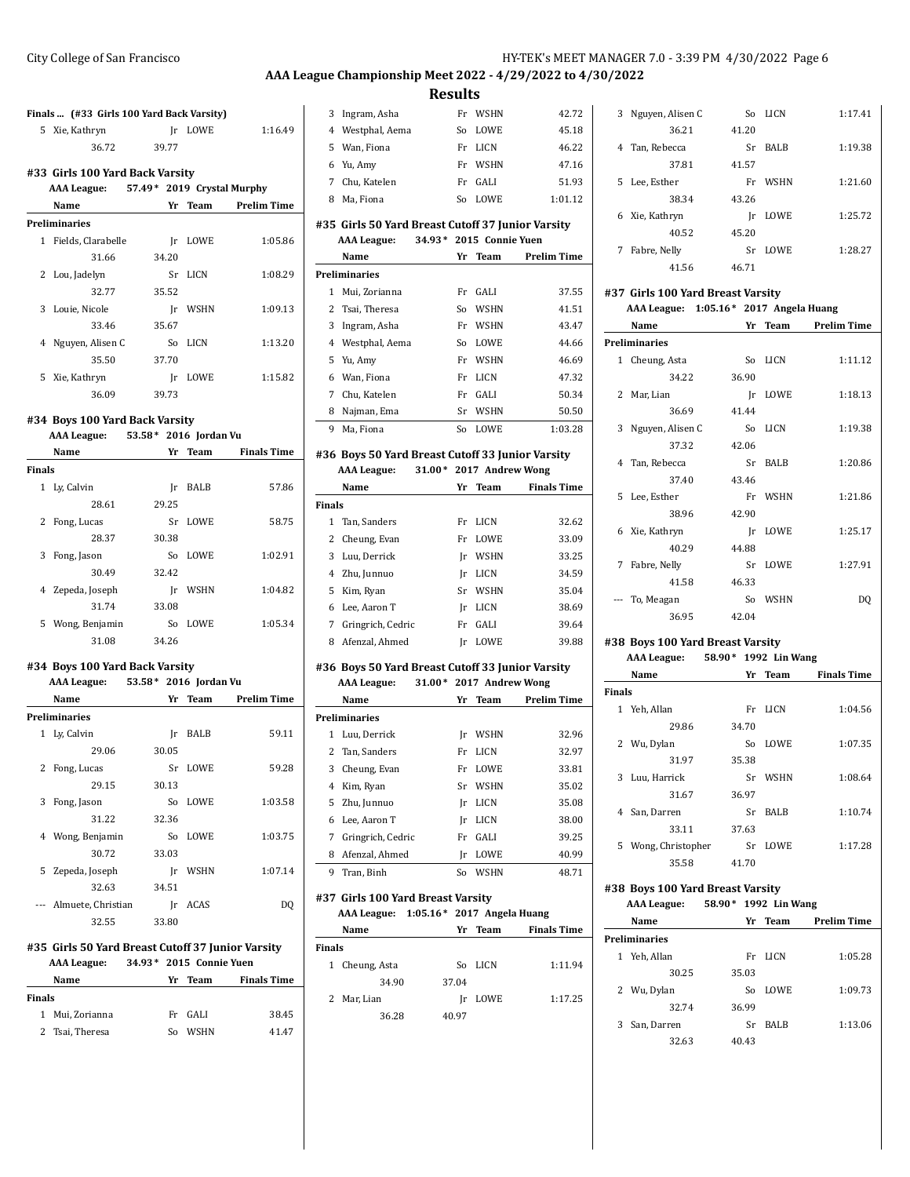## AAA League Championship Meet 2022 - 4/29/2022 to 4/30/2022

### Results

**Finals ... (#33 Girls 100 Yard Back Varsity)**

| | Name | Yr | Team | Finals Time |
|---|---|---|---|---|
| 5 | Xie, Kathryn | Jr | LOWE | 1:16.49 |
| | 36.72 | 39.77 | | |

### #33 Girls 100 Yard Back Varsity

**AAA League: 57.49* 2019 Crystal Murphy**

| | Name | Yr | Team | Prelim Time |
|---|---|---|---|---|
| **Preliminaries** | | | | |
| 1 | Fields, Clarabelle | Jr | LOWE | 1:05.86 |
| | 31.66 | 34.20 | | |
| 2 | Lou, Jadelyn | Sr | LICN | 1:08.29 |
| | 32.77 | 35.52 | | |
| 3 | Louie, Nicole | Jr | WSHN | 1:09.13 |
| | 33.46 | 35.67 | | |
| 4 | Nguyen, Alisen C | So | LICN | 1:13.20 |
| | 35.50 | 37.70 | | |
| 5 | Xie, Kathryn | Jr | LOWE | 1:15.82 |
| | 36.09 | 39.73 | | |

### #34 Boys 100 Yard Back Varsity

**AAA League: 53.58* 2016 Jordan Vu**

| | Name | Yr | Team | Finals Time |
|---|---|---|---|---|
| **Finals** | | | | |
| 1 | Ly, Calvin | Jr | BALB | 57.86 |
| | 28.61 | 29.25 | | |
| 2 | Fong, Lucas | Sr | LOWE | 58.75 |
| | 28.37 | 30.38 | | |
| 3 | Fong, Jason | So | LOWE | 1:02.91 |
| | 30.49 | 32.42 | | |
| 4 | Zepeda, Joseph | Jr | WSHN | 1:04.82 |
| | 31.74 | 33.08 | | |
| 5 | Wong, Benjamin | So | LOWE | 1:05.34 |
| | 31.08 | 34.26 | | |

### #34 Boys 100 Yard Back Varsity

**AAA League: 53.58* 2016 Jordan Vu**

| | Name | Yr | Team | Prelim Time |
|---|---|---|---|---|
| **Preliminaries** | | | | |
| 1 | Ly, Calvin | Jr | BALB | 59.11 |
| | 29.06 | 30.05 | | |
| 2 | Fong, Lucas | Sr | LOWE | 59.28 |
| | 29.15 | 30.13 | | |
| 3 | Fong, Jason | So | LOWE | 1:03.58 |
| | 31.22 | 32.36 | | |
| 4 | Wong, Benjamin | So | LOWE | 1:03.75 |
| | 30.72 | 33.03 | | |
| 5 | Zepeda, Joseph | Jr | WSHN | 1:07.14 |
| | 32.63 | 34.51 | | |
| --- | Almuete, Christian | Jr | ACAS | DQ |
| | 32.55 | 33.80 | | |

### #35 Girls 50 Yard Breast Cutoff 37 Junior Varsity

**AAA League: 34.93* 2015 Connie Yuen**

| | Name | Yr | Team | Finals Time |
|---|---|---|---|---|
| **Finals** | | | | |
| 1 | Mui, Zorianna | Fr | GALI | 38.45 |
| 2 | Tsai, Theresa | So | WSHN | 41.47 |
| 3 | Ingram, Asha | Fr | WSHN | 42.72 |
| 4 | Westphal, Aema | So | LOWE | 45.18 |
| 5 | Wan, Fiona | Fr | LICN | 46.22 |
| 6 | Yu, Amy | Fr | WSHN | 47.16 |
| 7 | Chu, Katelen | Fr | GALI | 51.93 |
| 8 | Ma, Fiona | So | LOWE | 1:01.12 |

### #35 Girls 50 Yard Breast Cutoff 37 Junior Varsity

**AAA League: 34.93* 2015 Connie Yuen**

| | Name | Yr | Team | Prelim Time |
|---|---|---|---|---|
| **Preliminaries** | | | | |
| 1 | Mui, Zorianna | Fr | GALI | 37.55 |
| 2 | Tsai, Theresa | So | WSHN | 41.51 |
| 3 | Ingram, Asha | Fr | WSHN | 43.47 |
| 4 | Westphal, Aema | So | LOWE | 44.66 |
| 5 | Yu, Amy | Fr | WSHN | 46.69 |
| 6 | Wan, Fiona | Fr | LICN | 47.32 |
| 7 | Chu, Katelen | Fr | GALI | 50.34 |
| 8 | Najman, Ema | Sr | WSHN | 50.50 |
| 9 | Ma, Fiona | So | LOWE | 1:03.28 |

### #36 Boys 50 Yard Breast Cutoff 33 Junior Varsity

**AAA League: 31.00* 2017 Andrew Wong**

| | Name | Yr | Team | Finals Time |
|---|---|---|---|---|
| **Finals** | | | | |
| 1 | Tan, Sanders | Fr | LICN | 32.62 |
| 2 | Cheung, Evan | Fr | LOWE | 33.09 |
| 3 | Luu, Derrick | Jr | WSHN | 33.25 |
| 4 | Zhu, Junnuo | Jr | LICN | 34.59 |
| 5 | Kim, Ryan | Sr | WSHN | 35.04 |
| 6 | Lee, Aaron T | Jr | LICN | 38.69 |
| 7 | Gringrich, Cedric | Fr | GALI | 39.64 |
| 8 | Afenzal, Ahmed | Jr | LOWE | 39.88 |

### #36 Boys 50 Yard Breast Cutoff 33 Junior Varsity

**AAA League: 31.00* 2017 Andrew Wong**

| | Name | Yr | Team | Prelim Time |
|---|---|---|---|---|
| **Preliminaries** | | | | |
| 1 | Luu, Derrick | Jr | WSHN | 32.96 |
| 2 | Tan, Sanders | Fr | LICN | 32.97 |
| 3 | Cheung, Evan | Fr | LOWE | 33.81 |
| 4 | Kim, Ryan | Sr | WSHN | 35.02 |
| 5 | Zhu, Junnuo | Jr | LICN | 35.08 |
| 6 | Lee, Aaron T | Jr | LICN | 38.00 |
| 7 | Gringrich, Cedric | Fr | GALI | 39.25 |
| 8 | Afenzal, Ahmed | Jr | LOWE | 40.99 |
| 9 | Tran, Binh | So | WSHN | 48.71 |

### #37 Girls 100 Yard Breast Varsity

**AAA League: 1:05.16* 2017 Angela Huang**

| | Name | Yr | Team | Finals Time |
|---|---|---|---|---|
| **Finals** | | | | |
| 1 | Cheung, Asta | So | LICN | 1:11.94 |
| | 34.90 | 37.04 | | |
| 2 | Mar, Lian | Jr | LOWE | 1:17.25 |
| | 36.28 | 40.97 | | |
| 3 | Nguyen, Alisen C | So | LICN | 1:17.41 |
| | 36.21 | 41.20 | | |
| 4 | Tan, Rebecca | Sr | BALB | 1:19.38 |
| | 37.81 | 41.57 | | |
| 5 | Lee, Esther | Fr | WSHN | 1:21.60 |
| | 38.34 | 43.26 | | |
| 6 | Xie, Kathryn | Jr | LOWE | 1:25.72 |
| | 40.52 | 45.20 | | |
| 7 | Fabre, Nelly | Sr | LOWE | 1:28.27 |
| | 41.56 | 46.71 | | |

### #37 Girls 100 Yard Breast Varsity

**AAA League: 1:05.16* 2017 Angela Huang**

| | Name | Yr | Team | Prelim Time |
|---|---|---|---|---|
| **Preliminaries** | | | | |
| 1 | Cheung, Asta | So | LICN | 1:11.12 |
| | 34.22 | 36.90 | | |
| 2 | Mar, Lian | Jr | LOWE | 1:18.13 |
| | 36.69 | 41.44 | | |
| 3 | Nguyen, Alisen C | So | LICN | 1:19.38 |
| | 37.32 | 42.06 | | |
| 4 | Tan, Rebecca | Sr | BALB | 1:20.86 |
| | 37.40 | 43.46 | | |
| 5 | Lee, Esther | Fr | WSHN | 1:21.86 |
| | 38.96 | 42.90 | | |
| 6 | Xie, Kathryn | Jr | LOWE | 1:25.17 |
| | 40.29 | 44.88 | | |
| 7 | Fabre, Nelly | Sr | LOWE | 1:27.91 |
| | 41.58 | 46.33 | | |
| --- | To, Meagan | So | WSHN | DQ |
| | 36.95 | 42.04 | | |

### #38 Boys 100 Yard Breast Varsity

**AAA League: 58.90* 1992 Lin Wang**

| | Name | Yr | Team | Finals Time |
|---|---|---|---|---|
| **Finals** | | | | |
| 1 | Yeh, Allan | Fr | LICN | 1:04.56 |
| | 29.86 | 34.70 | | |
| 2 | Wu, Dylan | So | LOWE | 1:07.35 |
| | 31.97 | 35.38 | | |
| 3 | Luu, Harrick | Sr | WSHN | 1:08.64 |
| | 31.67 | 36.97 | | |
| 4 | San, Darren | Sr | BALB | 1:10.74 |
| | 33.11 | 37.63 | | |
| 5 | Wong, Christopher | Sr | LOWE | 1:17.28 |
| | 35.58 | 41.70 | | |

### #38 Boys 100 Yard Breast Varsity

**AAA League: 58.90* 1992 Lin Wang**

| | Name | Yr | Team | Prelim Time |
|---|---|---|---|---|
| **Preliminaries** | | | | |
| 1 | Yeh, Allan | Fr | LICN | 1:05.28 |
| | 30.25 | 35.03 | | |
| 2 | Wu, Dylan | So | LOWE | 1:09.73 |
| | 32.74 | 36.99 | | |
| 3 | San, Darren | Sr | BALB | 1:13.06 |
| | 32.63 | 40.43 | | |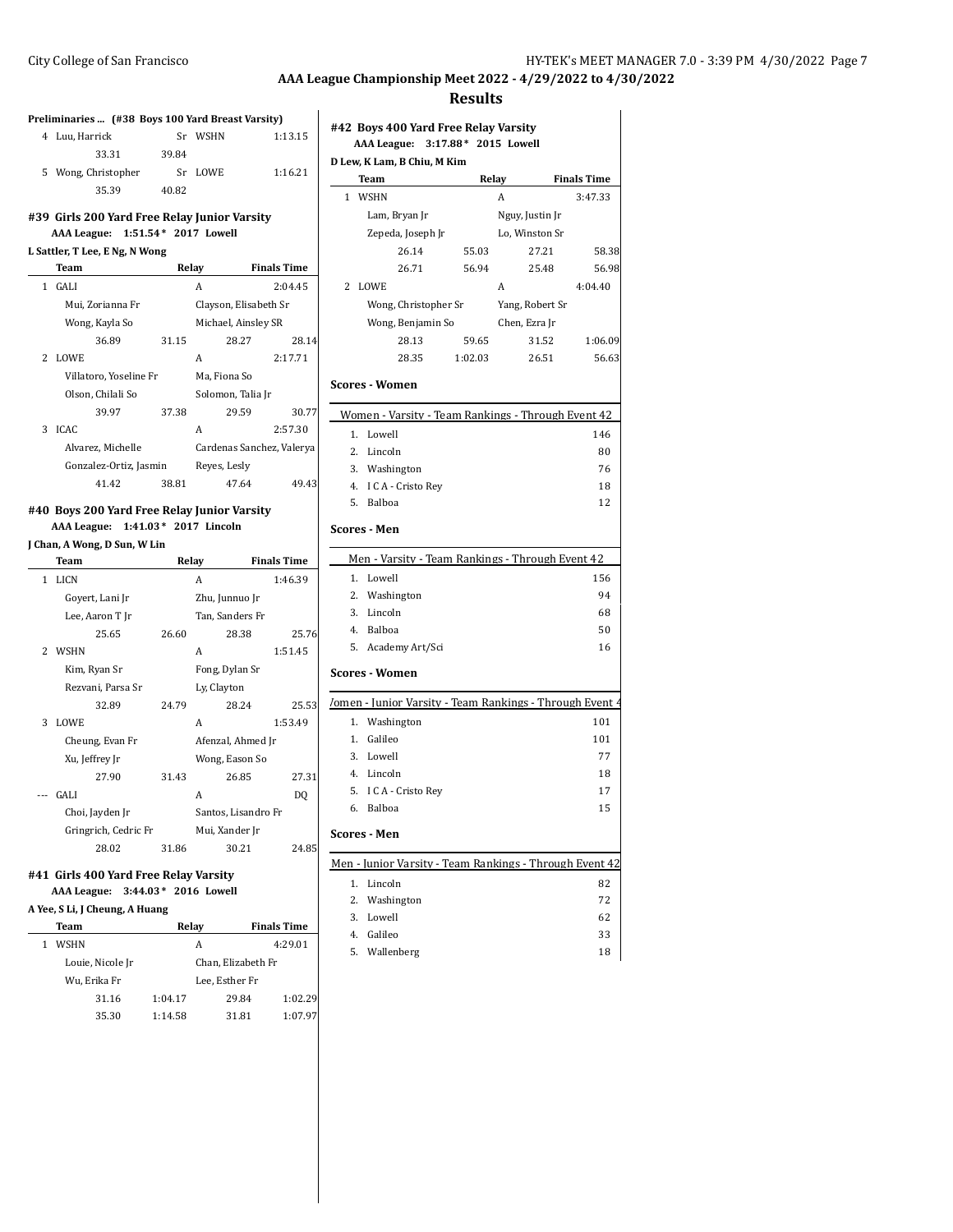## AAA League Championship Meet 2022 - 4/29/2022 to 4/30/2022

## Results

**Preliminaries ... (#38 Boys 100 Yard Breast Varsity)**

| | Name | Yr | School | Time |
|---|---|---|---|---|
| 4 | Luu, Harrick | Sr | WSHN | 1:13.15 |
| | 33.31 | 39.84 | | |
| 5 | Wong, Christopher | Sr | LOWE | 1:16.21 |
| | 35.39 | 40.82 | | |

### #39 Girls 200 Yard Free Relay Junior Varsity

**AAA League: 1:51.54 * 2017 Lowell**

**L Sattler, T Lee, E Ng, N Wong**

| | Team | | Relay | Finals Time |
|---|---|---|---|---|
| 1 | GALI | | A | 2:04.45 |
| | Mui, Zorianna Fr | | Clayson, Elisabeth Sr | |
| | Wong, Kayla So | | Michael, Ainsley SR | |
| | 36.89 | 31.15 | 28.27 | 28.14 |
| 2 | LOWE | | A | 2:17.71 |
| | Villatoro, Yoseline Fr | | Ma, Fiona So | |
| | Olson, Chilali So | | Solomon, Talia Jr | |
| | 39.97 | 37.38 | 29.59 | 30.77 |
| 3 | ICAC | | A | 2:57.30 |
| | Alvarez, Michelle | | Cardenas Sanchez, Valerya | |
| | Gonzalez-Ortiz, Jasmin | | Reyes, Lesly | |
| | 41.42 | 38.81 | 47.64 | 49.43 |

### #40 Boys 200 Yard Free Relay Junior Varsity

**AAA League: 1:41.03 * 2017 Lincoln**

**J Chan, A Wong, D Sun, W Lin**

| | Team | | Relay | Finals Time |
|---|---|---|---|---|
| 1 | LICN | | A | 1:46.39 |
| | Goyert, Lani Jr | | Zhu, Junnuo Jr | |
| | Lee, Aaron T Jr | | Tan, Sanders Fr | |
| | 25.65 | 26.60 | 28.38 | 25.76 |
| 2 | WSHN | | A | 1:51.45 |
| | Kim, Ryan Sr | | Fong, Dylan Sr | |
| | Rezvani, Parsa Sr | | Ly, Clayton | |
| | 32.89 | 24.79 | 28.24 | 25.53 |
| 3 | LOWE | | A | 1:53.49 |
| | Cheung, Evan Fr | | Afenzal, Ahmed Jr | |
| | Xu, Jeffrey Jr | | Wong, Eason So | |
| | 27.90 | 31.43 | 26.85 | 27.31 |
| --- | GALI | | A | DQ |
| | Choi, Jayden Jr | | Santos, Lisandro Fr | |
| | Gringrich, Cedric Fr | | Mui, Xander Jr | |
| | 28.02 | 31.86 | 30.21 | 24.85 |

### #41 Girls 400 Yard Free Relay Varsity

**AAA League: 3:44.03 * 2016 Lowell**

**A Yee, S Li, J Cheung, A Huang**

| | Team | | Relay | Finals Time |
|---|---|---|---|---|
| 1 | WSHN | | A | 4:29.01 |
| | Louie, Nicole Jr | | Chan, Elizabeth Fr | |
| | Wu, Erika Fr | | Lee, Esther Fr | |
| | 31.16 | 1:04.17 | 29.84 | 1:02.29 |
| | 35.30 | 1:14.58 | 31.81 | 1:07.97 |

### #42 Boys 400 Yard Free Relay Varsity

**AAA League: 3:17.88 * 2015 Lowell**

**D Lew, K Lam, B Chiu, M Kim**

| | Team | | Relay | Finals Time |
|---|---|---|---|---|
| 1 | WSHN | | A | 3:47.33 |
| | Lam, Bryan Jr | | Nguy, Justin Jr | |
| | Zepeda, Joseph Jr | | Lo, Winston Sr | |
| | 26.14 | 55.03 | 27.21 | 58.38 |
| | 26.71 | 56.94 | 25.48 | 56.98 |
| 2 | LOWE | | A | 4:04.40 |
| | Wong, Christopher Sr | | Yang, Robert Sr | |
| | Wong, Benjamin So | | Chen, Ezra Jr | |
| | 28.13 | 59.65 | 31.52 | 1:06.09 |
| | 28.35 | 1:02.03 | 26.51 | 56.63 |

### Scores - Women

**Women - Varsity - Team Rankings - Through Event 42**

| | | |
|---|---|---|
| 1. | Lowell | 146 |
| 2. | Lincoln | 80 |
| 3. | Washington | 76 |
| 4. | I C A - Cristo Rey | 18 |
| 5. | Balboa | 12 |

### Scores - Men

**Men - Varsity - Team Rankings - Through Event 42**

| | | |
|---|---|---|
| 1. | Lowell | 156 |
| 2. | Washington | 94 |
| 3. | Lincoln | 68 |
| 4. | Balboa | 50 |
| 5. | Academy Art/Sci | 16 |

### Scores - Women

**Women - Junior Varsity - Team Rankings - Through Event 42**

| | | |
|---|---|---|
| 1. | Washington | 101 |
| 1. | Galileo | 101 |
| 3. | Lowell | 77 |
| 4. | Lincoln | 18 |
| 5. | I C A - Cristo Rey | 17 |
| 6. | Balboa | 15 |

### Scores - Men

**Men - Junior Varsity - Team Rankings - Through Event 42**

| | | |
|---|---|---|
| 1. | Lincoln | 82 |
| 2. | Washington | 72 |
| 3. | Lowell | 62 |
| 4. | Galileo | 33 |
| 5. | Wallenberg | 18 |